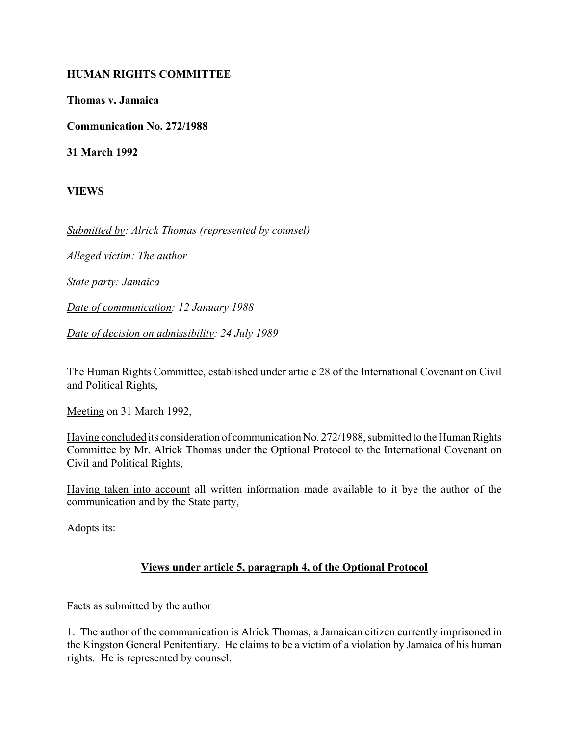**HUMAN RIGHTS COMMITTEE**

**Thomas v. Jamaica**

**Communication No. 272/1988**

**31 March 1992**

**VIEWS**

*Submitted by: Alrick Thomas (represented by counsel)*

*Alleged victim: The author*

*State party: Jamaica*

*Date of communication: 12 January 1988*

*Date of decision on admissibility: 24 July 1989*

The Human Rights Committee, established under article 28 of the International Covenant on Civil and Political Rights,

Meeting on 31 March 1992,

Having concluded its consideration of communication No. 272/1988, submitted to the Human Rights Committee by Mr. Alrick Thomas under the Optional Protocol to the International Covenant on Civil and Political Rights,

Having taken into account all written information made available to it bye the author of the communication and by the State party,

Adopts its:

## Views under article 5, paragraph 4, of the Optional Protocol

Facts as submitted by the author

1. The author of the communication is Alrick Thomas, a Jamaican citizen currently imprisoned in the Kingston General Penitentiary. He claims to be a victim of a violation by Jamaica of his human rights. He is represented by counsel.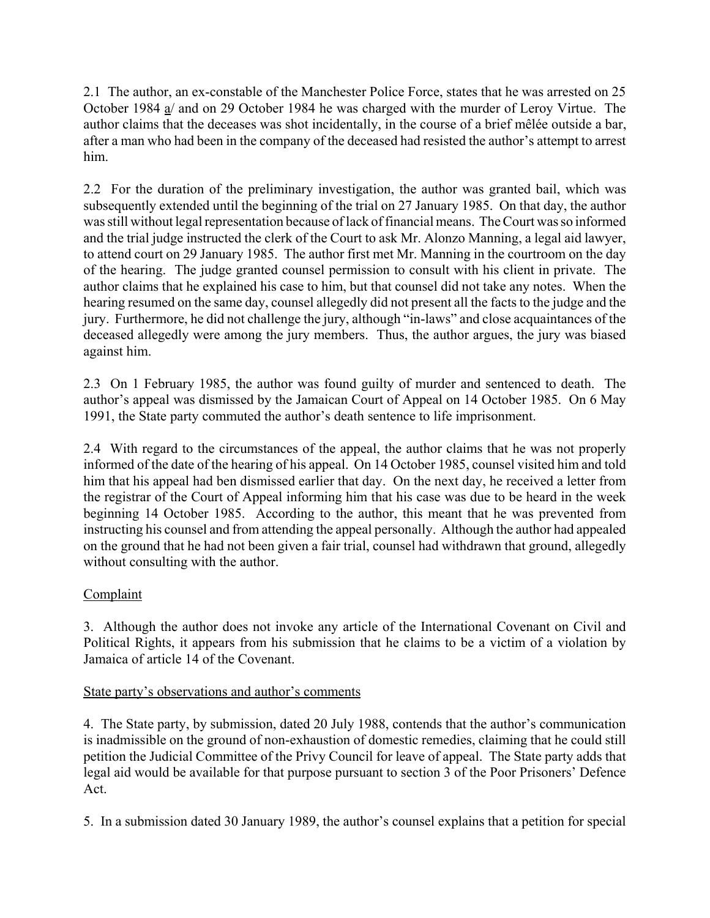2.1 The author, an ex-constable of the Manchester Police Force, states that he was arrested on 25 October 1984 a/ and on 29 October 1984 he was charged with the murder of Leroy Virtue. The author claims that the deceases was shot incidentally, in the course of a brief mêlée outside a bar, after a man who had been in the company of the deceased had resisted the author's attempt to arrest him.

2.2 For the duration of the preliminary investigation, the author was granted bail, which was subsequently extended until the beginning of the trial on 27 January 1985. On that day, the author was still without legal representation because of lack of financial means. The Court was so informed and the trial judge instructed the clerk of the Court to ask Mr. Alonzo Manning, a legal aid lawyer, to attend court on 29 January 1985. The author first met Mr. Manning in the courtroom on the day of the hearing. The judge granted counsel permission to consult with his client in private. The author claims that he explained his case to him, but that counsel did not take any notes. When the hearing resumed on the same day, counsel allegedly did not present all the facts to the judge and the jury. Furthermore, he did not challenge the jury, although "in-laws" and close acquaintances of the deceased allegedly were among the jury members. Thus, the author argues, the jury was biased against him.

2.3 On 1 February 1985, the author was found guilty of murder and sentenced to death. The author's appeal was dismissed by the Jamaican Court of Appeal on 14 October 1985. On 6 May 1991, the State party commuted the author's death sentence to life imprisonment.

2.4 With regard to the circumstances of the appeal, the author claims that he was not properly informed of the date of the hearing of his appeal. On 14 October 1985, counsel visited him and told him that his appeal had ben dismissed earlier that day. On the next day, he received a letter from the registrar of the Court of Appeal informing him that his case was due to be heard in the week beginning 14 October 1985. According to the author, this meant that he was prevented from instructing his counsel and from attending the appeal personally. Although the author had appealed on the ground that he had not been given a fair trial, counsel had withdrawn that ground, allegedly without consulting with the author.

## Complaint

3. Although the author does not invoke any article of the International Covenant on Civil and Political Rights, it appears from his submission that he claims to be a victim of a violation by Jamaica of article 14 of the Covenant.

## State party's observations and author's comments

4. The State party, by submission, dated 20 July 1988, contends that the author's communication is inadmissible on the ground of non-exhaustion of domestic remedies, claiming that he could still petition the Judicial Committee of the Privy Council for leave of appeal. The State party adds that legal aid would be available for that purpose pursuant to section 3 of the Poor Prisoners' Defence Act.

5. In a submission dated 30 January 1989, the author's counsel explains that a petition for special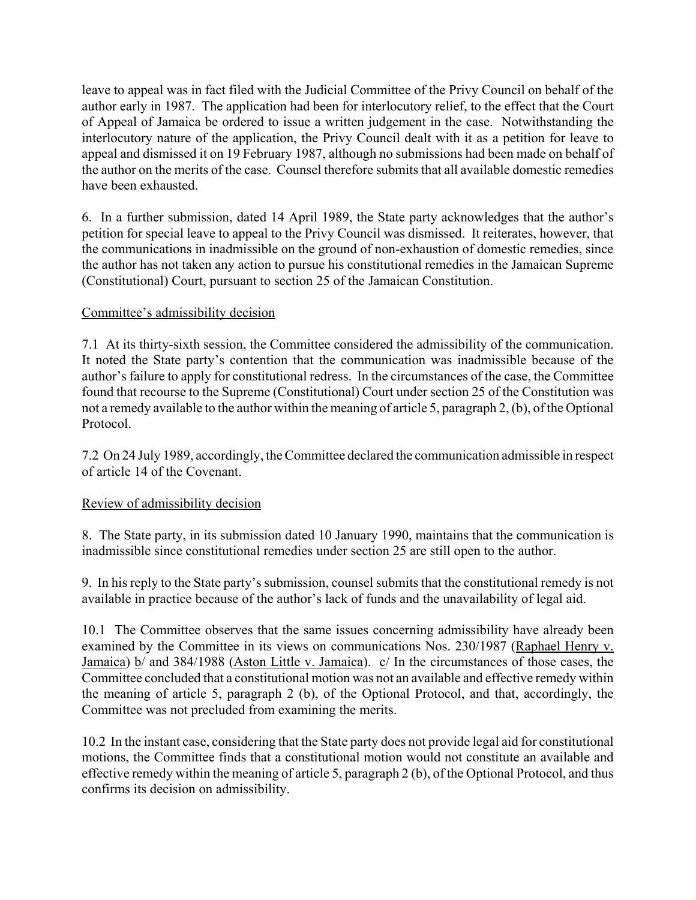leave to appeal was in fact filed with the Judicial Committee of the Privy Council on behalf of the author early in 1987. The application had been for interlocutory relief, to the effect that the Court of Appeal of Jamaica be ordered to issue a written judgement in the case. Notwithstanding the interlocutory nature of the application, the Privy Council dealt with it as a petition for leave to appeal and dismissed it on 19 February 1987, although no submissions had been made on behalf of the author on the merits of the case. Counsel therefore submits that all available domestic remedies have been exhausted.

6. In a further submission, dated 14 April 1989, the State party acknowledges that the author's petition for special leave to appeal to the Privy Council was dismissed. It reiterates, however, that the communications in inadmissible on the ground of non-exhaustion of domestic remedies, since the author has not taken any action to pursue his constitutional remedies in the Jamaican Supreme (Constitutional) Court, pursuant to section 25 of the Jamaican Constitution.

Committee's admissibility decision

7.1 At its thirty-sixth session, the Committee considered the admissibility of the communication. It noted the State party's contention that the communication was inadmissible because of the author's failure to apply for constitutional redress. In the circumstances of the case, the Committee found that recourse to the Supreme (Constitutional) Court under section 25 of the Constitution was not a remedy available to the author within the meaning of article 5, paragraph 2, (b), of the Optional Protocol.

7.2 On 24 July 1989, accordingly, the Committee declared the communication admissible in respect of article 14 of the Covenant.

Review of admissibility decision

8. The State party, in its submission dated 10 January 1990, maintains that the communication is inadmissible since constitutional remedies under section 25 are still open to the author.

9. In his reply to the State party's submission, counsel submits that the constitutional remedy is not available in practice because of the author's lack of funds and the unavailability of legal aid.

10.1 The Committee observes that the same issues concerning admissibility have already been examined by the Committee in its views on communications Nos. 230/1987 (Raphael Henry v. Jamaica) b/ and 384/1988 (Aston Little v. Jamaica). c/ In the circumstances of those cases, the Committee concluded that a constitutional motion was not an available and effective remedy within the meaning of article 5, paragraph 2 (b), of the Optional Protocol, and that, accordingly, the Committee was not precluded from examining the merits.

10.2 In the instant case, considering that the State party does not provide legal aid for constitutional motions, the Committee finds that a constitutional motion would not constitute an available and effective remedy within the meaning of article 5, paragraph 2 (b), of the Optional Protocol, and thus confirms its decision on admissibility.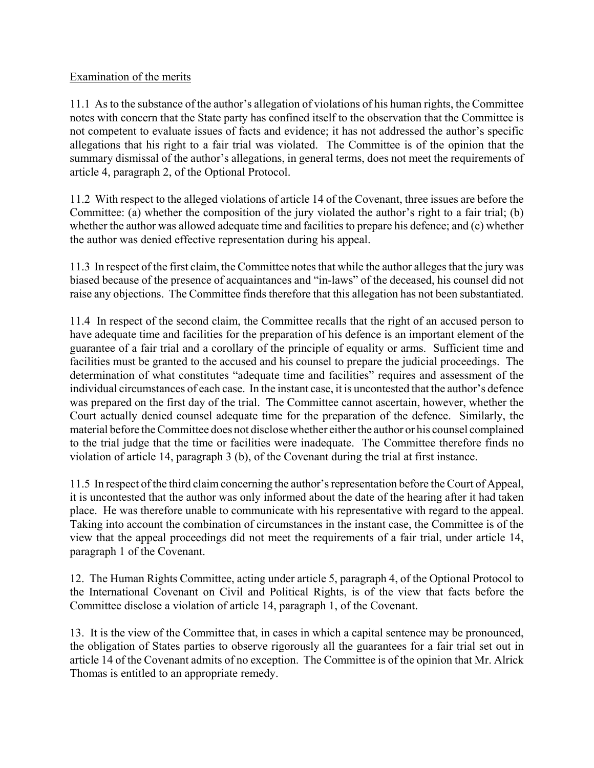Examination of the merits

11.1 As to the substance of the author's allegation of violations of his human rights, the Committee notes with concern that the State party has confined itself to the observation that the Committee is not competent to evaluate issues of facts and evidence; it has not addressed the author's specific allegations that his right to a fair trial was violated. The Committee is of the opinion that the summary dismissal of the author's allegations, in general terms, does not meet the requirements of article 4, paragraph 2, of the Optional Protocol.

11.2 With respect to the alleged violations of article 14 of the Covenant, three issues are before the Committee: (a) whether the composition of the jury violated the author's right to a fair trial; (b) whether the author was allowed adequate time and facilities to prepare his defence; and (c) whether the author was denied effective representation during his appeal.

11.3 In respect of the first claim, the Committee notes that while the author alleges that the jury was biased because of the presence of acquaintances and "in-laws" of the deceased, his counsel did not raise any objections. The Committee finds therefore that this allegation has not been substantiated.

11.4 In respect of the second claim, the Committee recalls that the right of an accused person to have adequate time and facilities for the preparation of his defence is an important element of the guarantee of a fair trial and a corollary of the principle of equality or arms. Sufficient time and facilities must be granted to the accused and his counsel to prepare the judicial proceedings. The determination of what constitutes "adequate time and facilities" requires and assessment of the individual circumstances of each case. In the instant case, it is uncontested that the author's defence was prepared on the first day of the trial. The Committee cannot ascertain, however, whether the Court actually denied counsel adequate time for the preparation of the defence. Similarly, the material before the Committee does not disclose whether either the author or his counsel complained to the trial judge that the time or facilities were inadequate. The Committee therefore finds no violation of article 14, paragraph 3 (b), of the Covenant during the trial at first instance.

11.5 In respect of the third claim concerning the author's representation before the Court of Appeal, it is uncontested that the author was only informed about the date of the hearing after it had taken place. He was therefore unable to communicate with his representative with regard to the appeal. Taking into account the combination of circumstances in the instant case, the Committee is of the view that the appeal proceedings did not meet the requirements of a fair trial, under article 14, paragraph 1 of the Covenant.

12. The Human Rights Committee, acting under article 5, paragraph 4, of the Optional Protocol to the International Covenant on Civil and Political Rights, is of the view that facts before the Committee disclose a violation of article 14, paragraph 1, of the Covenant.

13. It is the view of the Committee that, in cases in which a capital sentence may be pronounced, the obligation of States parties to observe rigorously all the guarantees for a fair trial set out in article 14 of the Covenant admits of no exception. The Committee is of the opinion that Mr. Alrick Thomas is entitled to an appropriate remedy.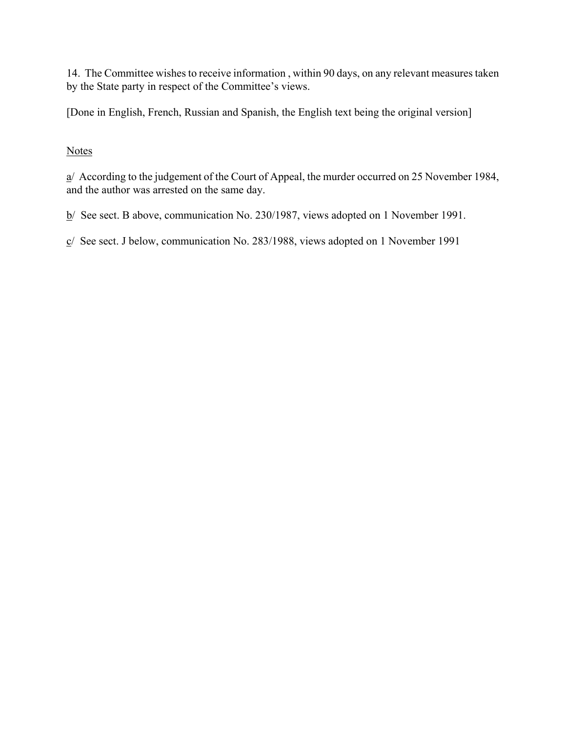14. The Committee wishes to receive information , within 90 days, on any relevant measures taken by the State party in respect of the Committee's views.

[Done in English, French, Russian and Spanish, the English text being the original version]

Notes

a/ According to the judgement of the Court of Appeal, the murder occurred on 25 November 1984, and the author was arrested on the same day.

b/ See sect. B above, communication No. 230/1987, views adopted on 1 November 1991.

c/ See sect. J below, communication No. 283/1988, views adopted on 1 November 1991